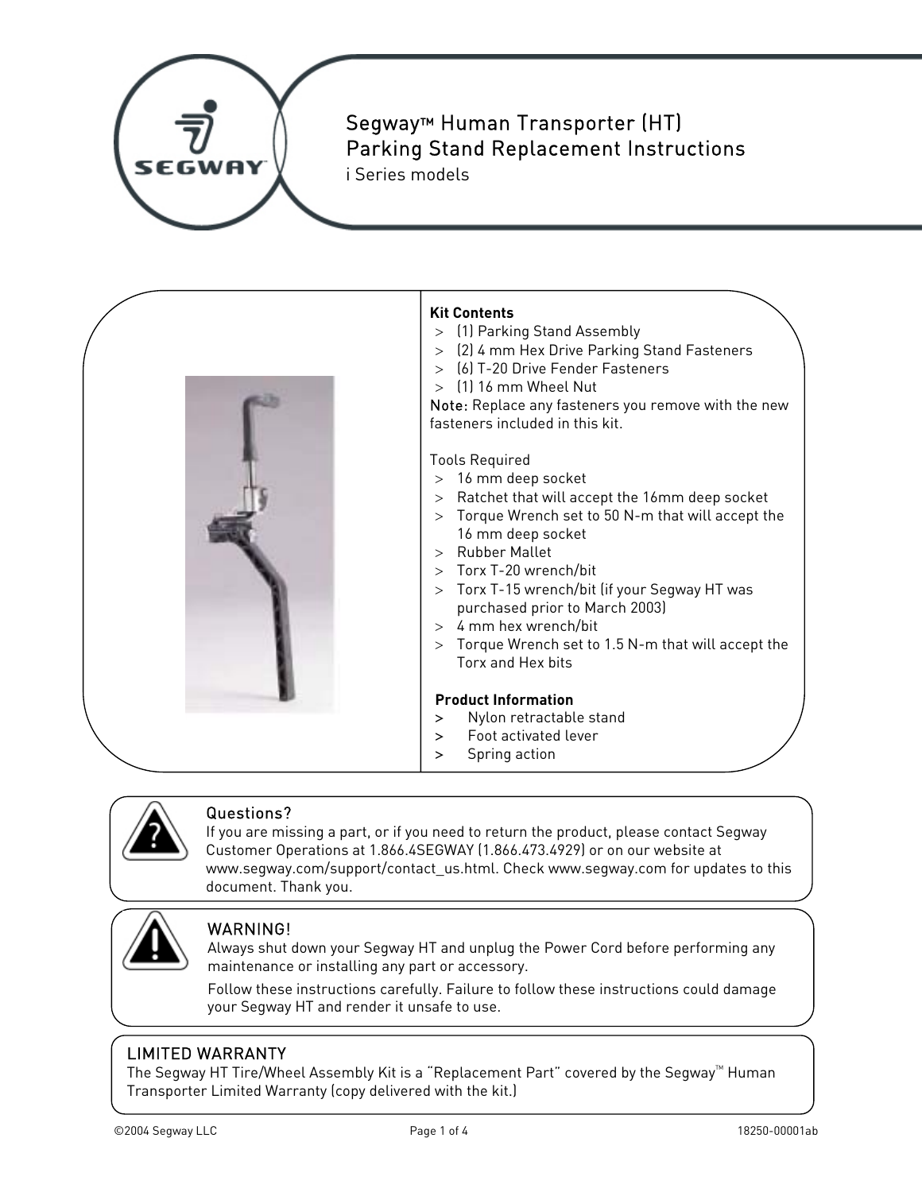# Segway™ Human Transporter (HT) Parking Stand Replacement Instructions

i Series models

**Kit Contents**

- (1) Parking Stand Assembly
- (2) 4 mm Hex Drive Parking Stand Fasteners
- (6) T-20 Drive Fender Fasteners
- (1) 16 mm Wheel Nut

**Note:** Replace any fasteners you remove with the new fasteners included in this kit.

Tools Required

- 16 mm deep socket
- Ratchet that will accept the 16mm deep socket
- Torque Wrench set to 50 N-m that will accept the 16 mm deep socket
- Rubber Mallet
- Torx T-20 wrench/bit
- Torx T-15 wrench/bit (if your Segway HT was purchased prior to March 2003)
- 4 mm hex wrench/bit
- Torque Wrench set to 1.5 N-m that will accept the Torx and Hex bits

**Product Information**

- Nylon retractable stand
- Foot activated lever
- Spring action

## Questions?

If you are missing a part, or if you need to return the product, please contact Segway Customer Operations at 1.866.4SEGWAY (1.866.473.4929) or on our website at www.segway.com/support/contact_us.html. Check www.segway.com for updates to this document. Thank you.

## WARNING!

Always shut down your Segway HT and unplug the Power Cord before performing any maintenance or installing any part or accessory.

Follow these instructions carefully. Failure to follow these instructions could damage your Segway HT and render it unsafe to use.

## LIMITED WARRANTY

The Segway HT Tire/Wheel Assembly Kit is a "Replacement Part" covered by the Segway™ Human Transporter Limited Warranty (copy delivered with the kit.)

©2004 Segway LLC 18250-00001ab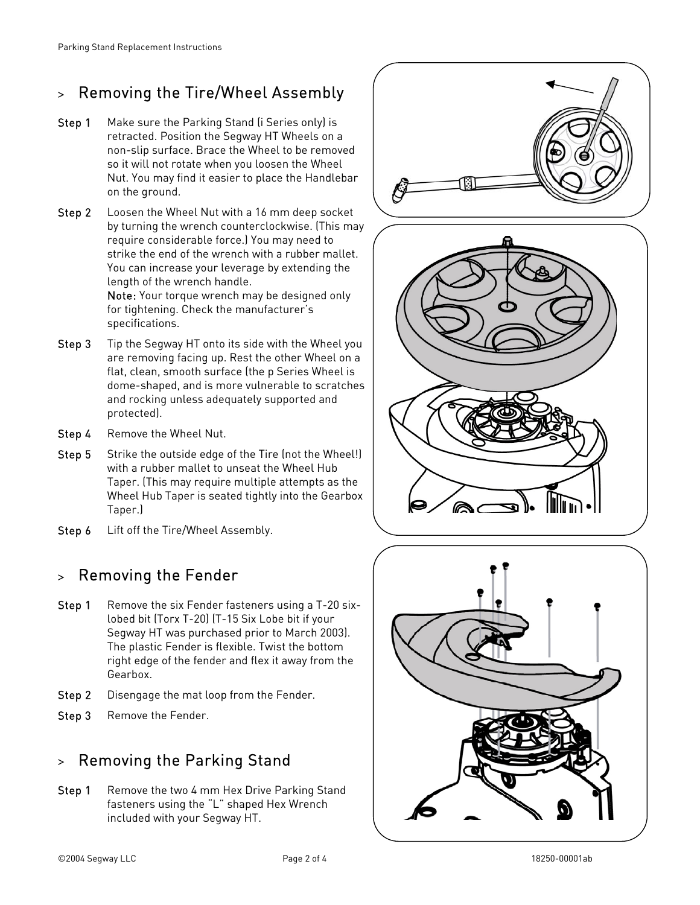## Removing the Tire/Wheel Assembly

**Step 1** Make sure the Parking Stand (i Series only) is retracted. Position the Segway HT Wheels on a non-slip surface. Brace the Wheel to be removed so it will not rotate when you loosen the Wheel Nut. You may find it easier to place the Handlebar on the ground.

**Step 2** Loosen the Wheel Nut with a 16 mm deep socket by turning the wrench counterclockwise. (This may require considerable force.) You may need to strike the end of the wrench with a rubber mallet. You can increase your leverage by extending the length of the wrench handle.
**Note:** Your torque wrench may be designed only for tightening. Check the manufacturer's specifications.

**Step 3** Tip the Segway HT onto its side with the Wheel you are removing facing up. Rest the other Wheel on a flat, clean, smooth surface (the p Series Wheel is dome-shaped, and is more vulnerable to scratches and rocking unless adequately supported and protected).

**Step 4** Remove the Wheel Nut.

**Step 5** Strike the outside edge of the Tire (not the Wheel!) with a rubber mallet to unseat the Wheel Hub Taper. (This may require multiple attempts as the Wheel Hub Taper is seated tightly into the Gearbox Taper.)

**Step 6** Lift off the Tire/Wheel Assembly.

## Removing the Fender

**Step 1** Remove the six Fender fasteners using a T-20 six-lobed bit (Torx T-20) (T-15 Six Lobe bit if your Segway HT was purchased prior to March 2003). The plastic Fender is flexible. Twist the bottom right edge of the fender and flex it away from the Gearbox.

**Step 2** Disengage the mat loop from the Fender.

**Step 3** Remove the Fender.

## Removing the Parking Stand

**Step 1** Remove the two 4 mm Hex Drive Parking Stand fasteners using the "L" shaped Hex Wrench included with your Segway HT.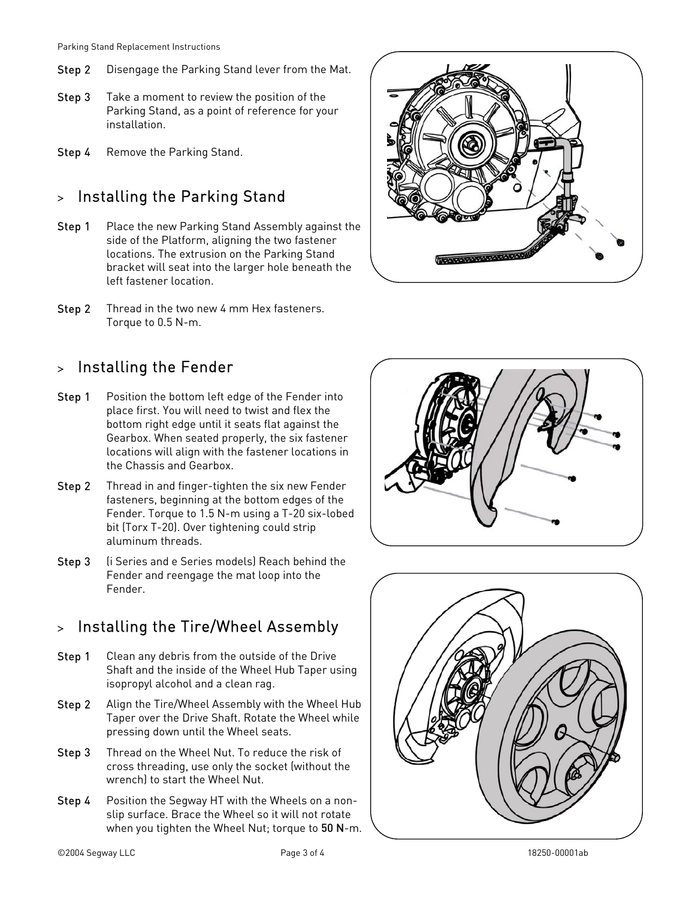Step 2 Disengage the Parking Stand lever from the Mat.

Step 3 Take a moment to review the position of the Parking Stand, as a point of reference for your installation.

Step 4 Remove the Parking Stand.

## > Installing the Parking Stand

Step 1 Place the new Parking Stand Assembly against the side of the Platform, aligning the two fastener locations. The extrusion on the Parking Stand bracket will seat into the larger hole beneath the left fastener location.

Step 2 Thread in the two new 4 mm Hex fasteners. Torque to 0.5 N-m.

## > Installing the Fender

Step 1 Position the bottom left edge of the Fender into place first. You will need to twist and flex the bottom right edge until it seats flat against the Gearbox. When seated properly, the six fastener locations will align with the fastener locations in the Chassis and Gearbox.

Step 2 Thread in and finger-tighten the six new Fender fasteners, beginning at the bottom edges of the Fender. Torque to 1.5 N-m using a T-20 six-lobed bit (Torx T-20). Over tightening could strip aluminum threads.

Step 3 (i Series and e Series models) Reach behind the Fender and reengage the mat loop into the Fender.

## > Installing the Tire/Wheel Assembly

Step 1 Clean any debris from the outside of the Drive Shaft and the inside of the Wheel Hub Taper using isopropyl alcohol and a clean rag.

Step 2 Align the Tire/Wheel Assembly with the Wheel Hub Taper over the Drive Shaft. Rotate the Wheel while pressing down until the Wheel seats.

Step 3 Thread on the Wheel Nut. To reduce the risk of cross threading, use only the socket (without the wrench) to start the Wheel Nut.

Step 4 Position the Segway HT with the Wheels on a non-slip surface. Brace the Wheel so it will not rotate when you tighten the Wheel Nut; torque to **50 N**-m.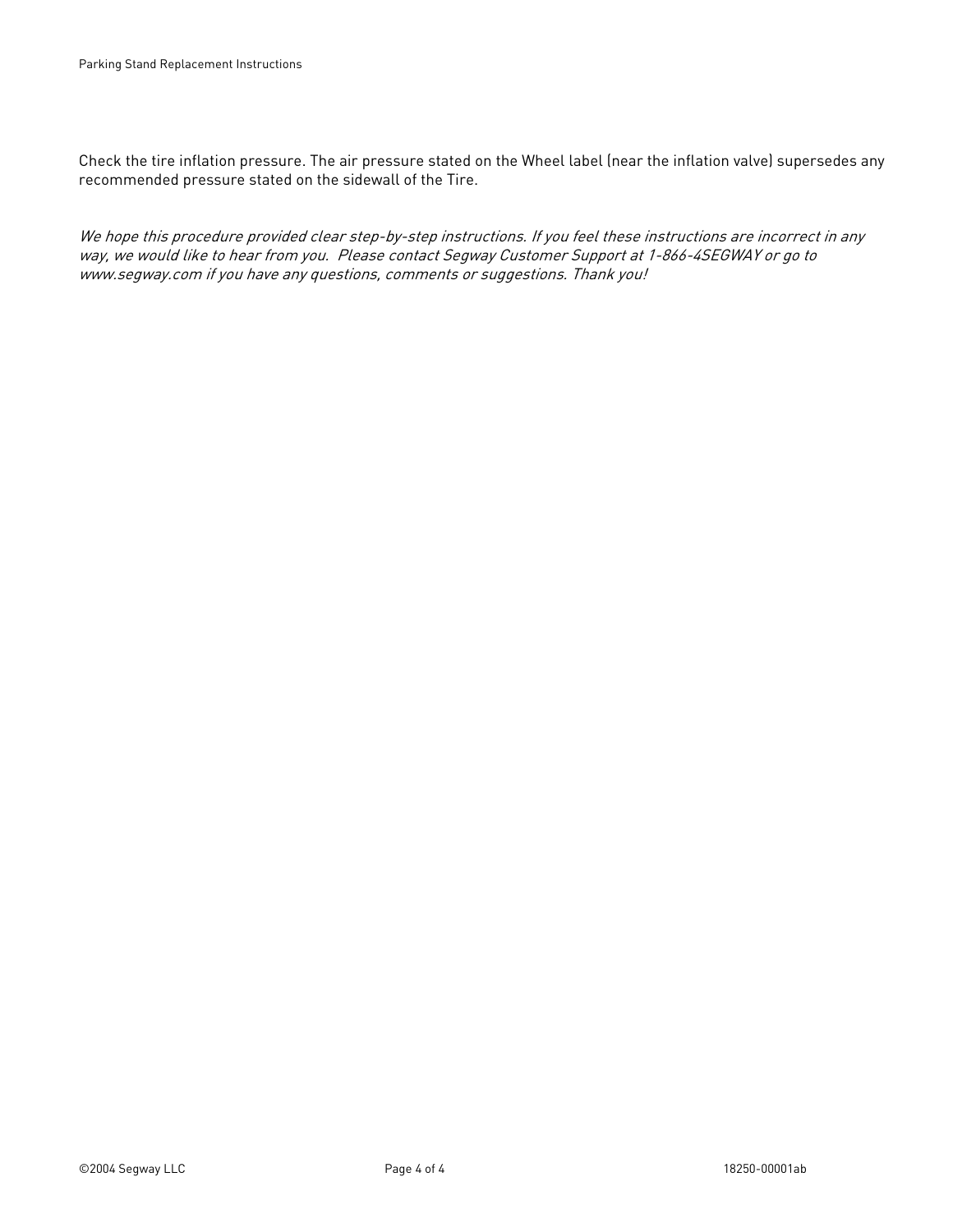Check the tire inflation pressure. The air pressure stated on the Wheel label (near the inflation valve) supersedes any recommended pressure stated on the sidewall of the Tire.

*We hope this procedure provided clear step-by-step instructions. If you feel these instructions are incorrect in any way, we would like to hear from you. Please contact Segway Customer Support at 1-866-4SEGWAY or go to www.segway.com if you have any questions, comments or suggestions. Thank you!*